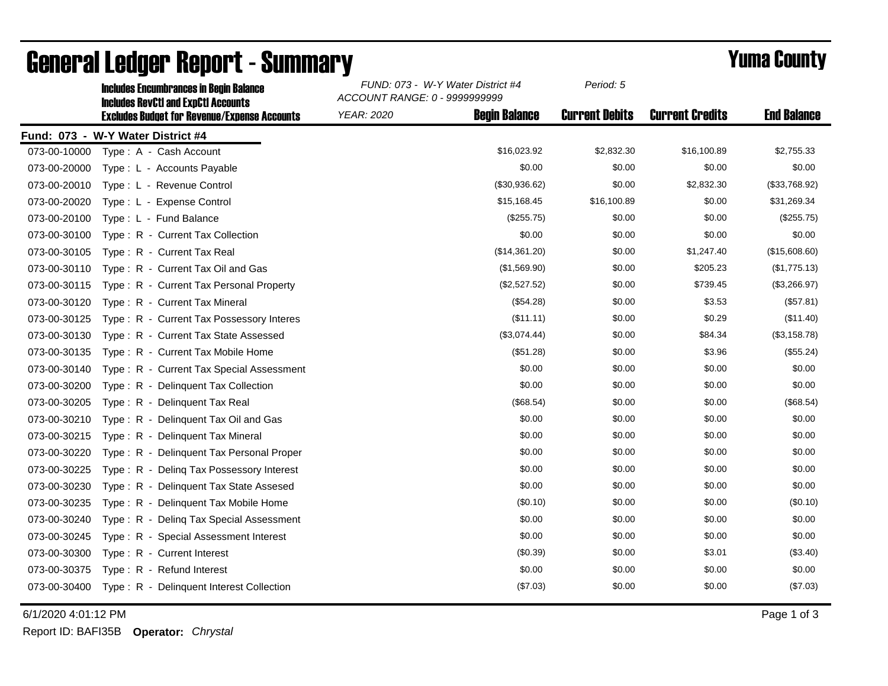# General Ledger Report - Summary

## Yuma County

**Includes Encumbrances in Begin Balance**
**Includes RevCtl and ExpCtl Accounts**
**Excludes Budget for Revenue/Expense Accounts**

*FUND: 073 - W-Y Water District #4*
*ACCOUNT RANGE: 0 - 9999999999*
*YEAR: 2020*
*Period: 5*

**Fund: 073 - W-Y Water District #4**

| Account | Description | Begin Balance | Current Debits | Current Credits | End Balance |
|---|---|---|---|---|---|
| 073-00-10000 | Type : A - Cash Account | $16,023.92 | $2,832.30 | $16,100.89 | $2,755.33 |
| 073-00-20000 | Type : L - Accounts Payable | $0.00 | $0.00 | $0.00 | $0.00 |
| 073-00-20010 | Type : L - Revenue Control | ($30,936.62) | $0.00 | $2,832.30 | ($33,768.92) |
| 073-00-20020 | Type : L - Expense Control | $15,168.45 | $16,100.89 | $0.00 | $31,269.34 |
| 073-00-20100 | Type : L - Fund Balance | ($255.75) | $0.00 | $0.00 | ($255.75) |
| 073-00-30100 | Type : R - Current Tax Collection | $0.00 | $0.00 | $0.00 | $0.00 |
| 073-00-30105 | Type : R - Current Tax Real | ($14,361.20) | $0.00 | $1,247.40 | ($15,608.60) |
| 073-00-30110 | Type : R - Current Tax Oil and Gas | ($1,569.90) | $0.00 | $205.23 | ($1,775.13) |
| 073-00-30115 | Type : R - Current Tax Personal Property | ($2,527.52) | $0.00 | $739.45 | ($3,266.97) |
| 073-00-30120 | Type : R - Current Tax Mineral | ($54.28) | $0.00 | $3.53 | ($57.81) |
| 073-00-30125 | Type : R - Current Tax Possessory Interes | ($11.11) | $0.00 | $0.29 | ($11.40) |
| 073-00-30130 | Type : R - Current Tax State Assessed | ($3,074.44) | $0.00 | $84.34 | ($3,158.78) |
| 073-00-30135 | Type : R - Current Tax Mobile Home | ($51.28) | $0.00 | $3.96 | ($55.24) |
| 073-00-30140 | Type : R - Current Tax Special Assessment | $0.00 | $0.00 | $0.00 | $0.00 |
| 073-00-30200 | Type : R - Delinquent Tax Collection | $0.00 | $0.00 | $0.00 | $0.00 |
| 073-00-30205 | Type : R - Delinquent Tax Real | ($68.54) | $0.00 | $0.00 | ($68.54) |
| 073-00-30210 | Type : R - Delinquent Tax Oil and Gas | $0.00 | $0.00 | $0.00 | $0.00 |
| 073-00-30215 | Type : R - Delinquent Tax Mineral | $0.00 | $0.00 | $0.00 | $0.00 |
| 073-00-30220 | Type : R - Delinquent Tax Personal Proper | $0.00 | $0.00 | $0.00 | $0.00 |
| 073-00-30225 | Type : R - Delinq Tax Possessory Interest | $0.00 | $0.00 | $0.00 | $0.00 |
| 073-00-30230 | Type : R - Delinquent Tax State Assesed | $0.00 | $0.00 | $0.00 | $0.00 |
| 073-00-30235 | Type : R - Delinquent Tax Mobile Home | ($0.10) | $0.00 | $0.00 | ($0.10) |
| 073-00-30240 | Type : R - Delinq Tax Special Assessment | $0.00 | $0.00 | $0.00 | $0.00 |
| 073-00-30245 | Type : R - Special Assessment Interest | $0.00 | $0.00 | $0.00 | $0.00 |
| 073-00-30300 | Type : R - Current Interest | ($0.39) | $0.00 | $3.01 | ($3.40) |
| 073-00-30375 | Type : R - Refund Interest | $0.00 | $0.00 | $0.00 | $0.00 |
| 073-00-30400 | Type : R - Delinquent Interest Collection | ($7.03) | $0.00 | $0.00 | ($7.03) |

6/1/2020 4:01:12 PM

Report ID: BAFI35B **Operator:** *Chrystal*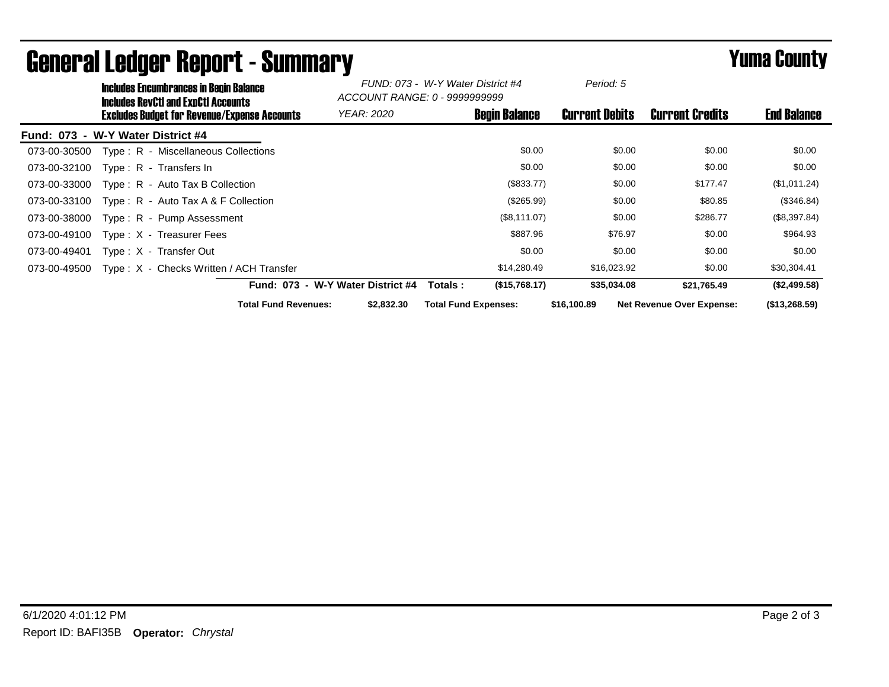# General Ledger Report - Summary

**Yuma County**

**Includes Encumbrances in Begin Balance**
**Includes RevCtl and ExpCtl Accounts**
**Excludes Budget for Revenue/Expense Accounts**

*FUND: 073 - W-Y Water District #4*
*ACCOUNT RANGE: 0 - 9999999999*
*YEAR: 2020*
*Period: 5*

**Fund: 073 - W-Y Water District #4**

| Account | Description | Begin Balance | Current Debits | Current Credits | End Balance |
|---|---|---|---|---|---|
| 073-00-30500 | Type : R - Miscellaneous Collections | $0.00 | $0.00 | $0.00 | $0.00 |
| 073-00-32100 | Type : R - Transfers In | $0.00 | $0.00 | $0.00 | $0.00 |
| 073-00-33000 | Type : R - Auto Tax B Collection | ($833.77) | $0.00 | $177.47 | ($1,011.24) |
| 073-00-33100 | Type : R - Auto Tax A & F Collection | ($265.99) | $0.00 | $80.85 | ($346.84) |
| 073-00-38000 | Type : R - Pump Assessment | ($8,111.07) | $0.00 | $286.77 | ($8,397.84) |
| 073-00-49100 | Type : X - Treasurer Fees | $887.96 | $76.97 | $0.00 | $964.93 |
| 073-00-49401 | Type : X - Transfer Out | $0.00 | $0.00 | $0.00 | $0.00 |
| 073-00-49500 | Type : X - Checks Written / ACH Transfer | $14,280.49 | $16,023.92 | $0.00 | $30,304.41 |
| | **Fund: 073 - W-Y Water District #4 Totals :** | **($15,768.17)** | **$35,034.08** | **$21,765.49** | **($2,499.58)** |

**Total Fund Revenues:** **$2,832.30** **Total Fund Expenses:** **$16,100.89** **Net Revenue Over Expense:** **($13,268.59)**

6/1/2020 4:01:12 PM

Report ID: BAFI35B **Operator:** *Chrystal*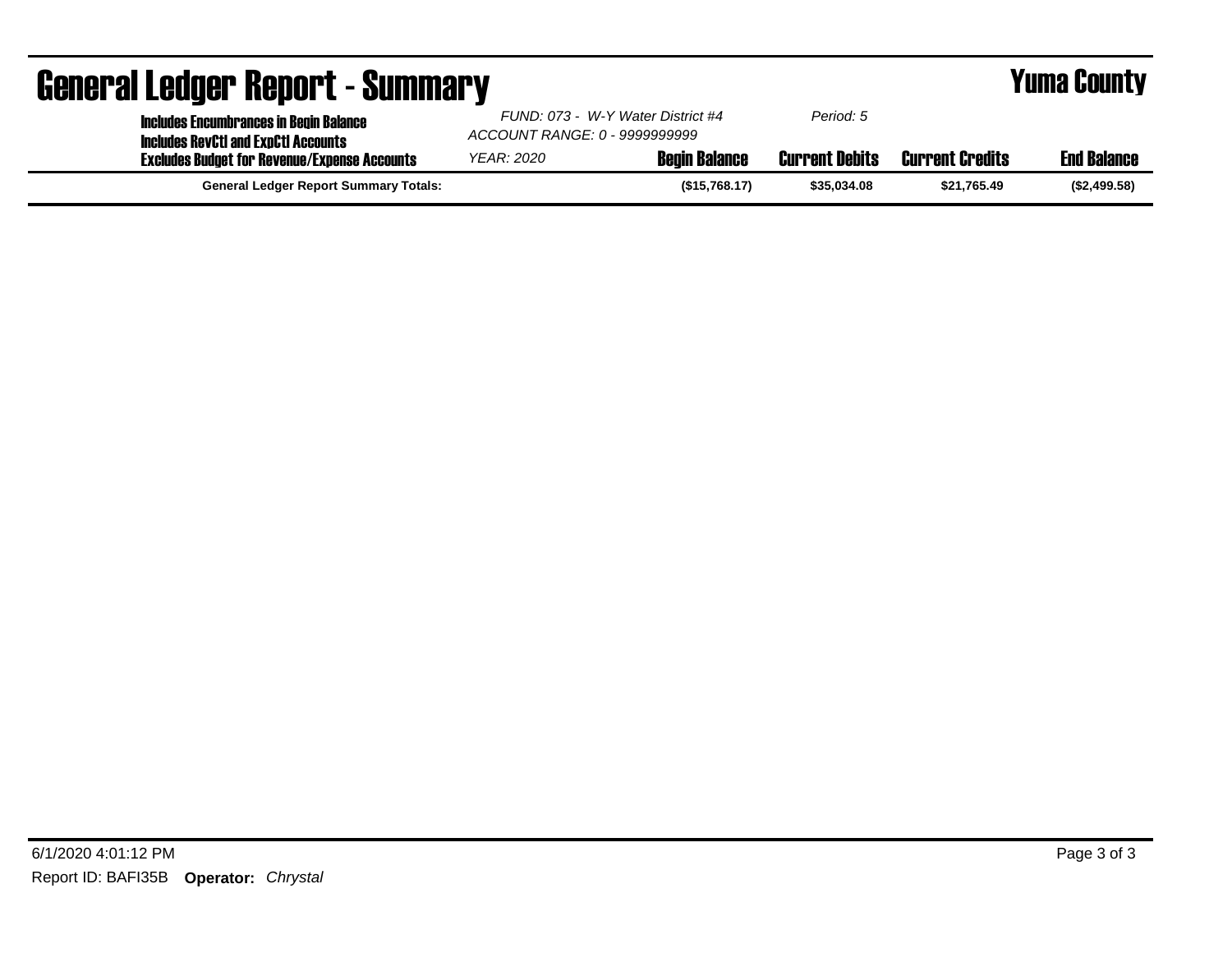# General Ledger Report - Summary

**Yuma County**

Includes Encumbrances in Begin Balance
Includes RevCtl and ExpCtl Accounts
Excludes Budget for Revenue/Expense Accounts

*FUND: 073 - W-Y Water District #4*
*ACCOUNT RANGE: 0 - 9999999999*
*YEAR: 2020*

*Period: 5*

| | Begin Balance | Current Debits | Current Credits | End Balance |
|---|---|---|---|---|
| **General Ledger Report Summary Totals:** | **($15,768.17)** | **$35,034.08** | **$21,765.49** | **($2,499.58)** |

6/1/2020 4:01:12 PM

Report ID: BAFI35B **Operator:** *Chrystal*